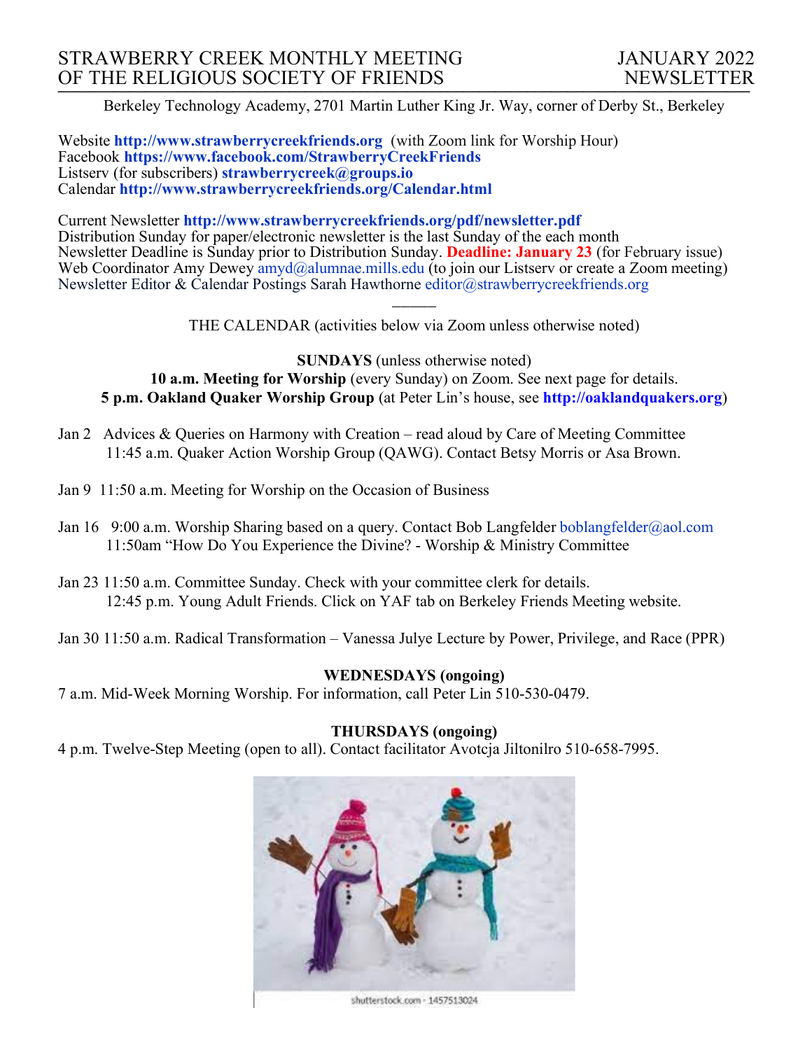# STRAWBERRY CREEK MONTHLY MEETING OF THE RELIGIOUS SOCIETY OF FRIENDS

**JANUARY 2022 NEWSLETTER**

Berkeley Technology Academy, 2701 Martin Luther King Jr. Way, corner of Derby St., Berkeley

Website **http://www.strawberrycreekfriends.org** (with Zoom link for Worship Hour)
Facebook **https://www.facebook.com/StrawberryCreekFriends**
Listserv (for subscribers) **strawberrycreek@groups.io**
Calendar **http://www.strawberrycreekfriends.org/Calendar.html**

Current Newsletter **http://www.strawberrycreekfriends.org/pdf/newsletter.pdf**
Distribution Sunday for paper/electronic newsletter is the last Sunday of the each month
Newsletter Deadline is Sunday prior to Distribution Sunday. **Deadline: January 23** (for February issue)
Web Coordinator Amy Dewey amyd@alumnae.mills.edu (to join our Listserv or create a Zoom meeting)
Newsletter Editor & Calendar Postings Sarah Hawthorne editor@strawberrycreekfriends.org

---

THE CALENDAR (activities below via Zoom unless otherwise noted)

**SUNDAYS** (unless otherwise noted)
**10 a.m. Meeting for Worship** (every Sunday) on Zoom. See next page for details.
**5 p.m. Oakland Quaker Worship Group** (at Peter Lin's house, see **http://oaklandquakers.org**)

Jan 2 Advices & Queries on Harmony with Creation – read aloud by Care of Meeting Committee
11:45 a.m. Quaker Action Worship Group (QAWG). Contact Betsy Morris or Asa Brown.

Jan 9 11:50 a.m. Meeting for Worship on the Occasion of Business

Jan 16 9:00 a.m. Worship Sharing based on a query. Contact Bob Langfelder boblangfelder@aol.com
11:50am "How Do You Experience the Divine? - Worship & Ministry Committee

Jan 23 11:50 a.m. Committee Sunday. Check with your committee clerk for details.
12:45 p.m. Young Adult Friends. Click on YAF tab on Berkeley Friends Meeting website.

Jan 30 11:50 a.m. Radical Transformation – Vanessa Julye Lecture by Power, Privilege, and Race (PPR)

**WEDNESDAYS (ongoing)**
7 a.m. Mid-Week Morning Worship. For information, call Peter Lin 510-530-0479.

**THURSDAYS (ongoing)**
4 p.m. Twelve-Step Meeting (open to all). Contact facilitator Avotcja Jiltonilro 510-658-7995.

shutterstock.com · 1457513024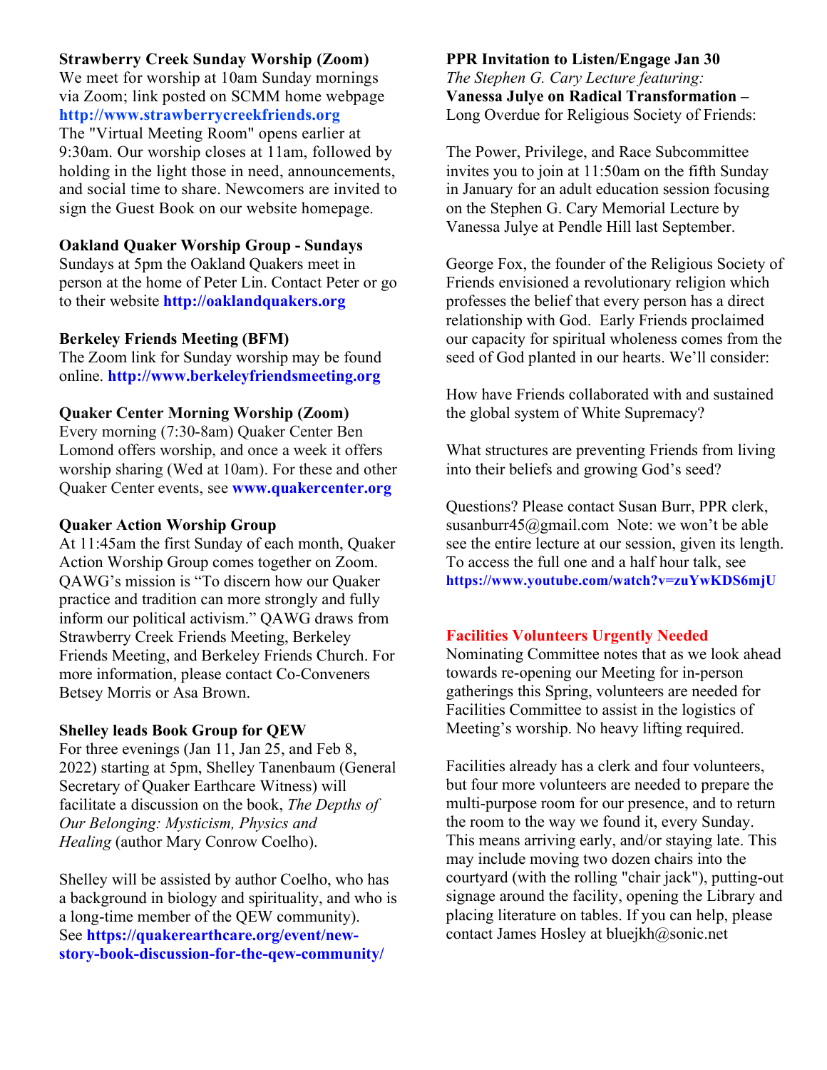**Strawberry Creek Sunday Worship (Zoom)**
We meet for worship at 10am Sunday mornings via Zoom; link posted on SCMM home webpage **http://www.strawberrycreekfriends.org**
The "Virtual Meeting Room" opens earlier at 9:30am. Our worship closes at 11am, followed by holding in the light those in need, announcements, and social time to share. Newcomers are invited to sign the Guest Book on our website homepage.

**Oakland Quaker Worship Group - Sundays**
Sundays at 5pm the Oakland Quakers meet in person at the home of Peter Lin. Contact Peter or go to their website **http://oaklandquakers.org**

**Berkeley Friends Meeting (BFM)**
The Zoom link for Sunday worship may be found online. **http://www.berkeleyfriendsmeeting.org**

**Quaker Center Morning Worship (Zoom)**
Every morning (7:30-8am) Quaker Center Ben Lomond offers worship, and once a week it offers worship sharing (Wed at 10am). For these and other Quaker Center events, see **www.quakercenter.org**

**Quaker Action Worship Group**
At 11:45am the first Sunday of each month, Quaker Action Worship Group comes together on Zoom. QAWG's mission is "To discern how our Quaker practice and tradition can more strongly and fully inform our political activism." QAWG draws from Strawberry Creek Friends Meeting, Berkeley Friends Meeting, and Berkeley Friends Church. For more information, please contact Co-Conveners Betsey Morris or Asa Brown.

**Shelley leads Book Group for QEW**
For three evenings (Jan 11, Jan 25, and Feb 8, 2022) starting at 5pm, Shelley Tanenbaum (General Secretary of Quaker Earthcare Witness) will facilitate a discussion on the book, *The Depths of Our Belonging: Mysticism, Physics and Healing* (author Mary Conrow Coelho).

Shelley will be assisted by author Coelho, who has a background in biology and spirituality, and who is a long-time member of the QEW community). See **https://quakerearthcare.org/event/new-story-book-discussion-for-the-qew-community/**

**PPR Invitation to Listen/Engage Jan 30**
*The Stephen G. Cary Lecture featuring:*
**Vanessa Julye on Radical Transformation –** Long Overdue for Religious Society of Friends:

The Power, Privilege, and Race Subcommittee invites you to join at 11:50am on the fifth Sunday in January for an adult education session focusing on the Stephen G. Cary Memorial Lecture by Vanessa Julye at Pendle Hill last September.

George Fox, the founder of the Religious Society of Friends envisioned a revolutionary religion which professes the belief that every person has a direct relationship with God. Early Friends proclaimed our capacity for spiritual wholeness comes from the seed of God planted in our hearts. We'll consider:

How have Friends collaborated with and sustained the global system of White Supremacy?

What structures are preventing Friends from living into their beliefs and growing God's seed?

Questions? Please contact Susan Burr, PPR clerk, susanburr45@gmail.com Note: we won't be able see the entire lecture at our session, given its length. To access the full one and a half hour talk, see **https://www.youtube.com/watch?v=zuYwKDS6mjU**

**Facilities Volunteers Urgently Needed**
Nominating Committee notes that as we look ahead towards re-opening our Meeting for in-person gatherings this Spring, volunteers are needed for Facilities Committee to assist in the logistics of Meeting's worship. No heavy lifting required.

Facilities already has a clerk and four volunteers, but four more volunteers are needed to prepare the multi-purpose room for our presence, and to return the room to the way we found it, every Sunday. This means arriving early, and/or staying late. This may include moving two dozen chairs into the courtyard (with the rolling "chair jack"), putting-out signage around the facility, opening the Library and placing literature on tables. If you can help, please contact James Hosley at bluejkh@sonic.net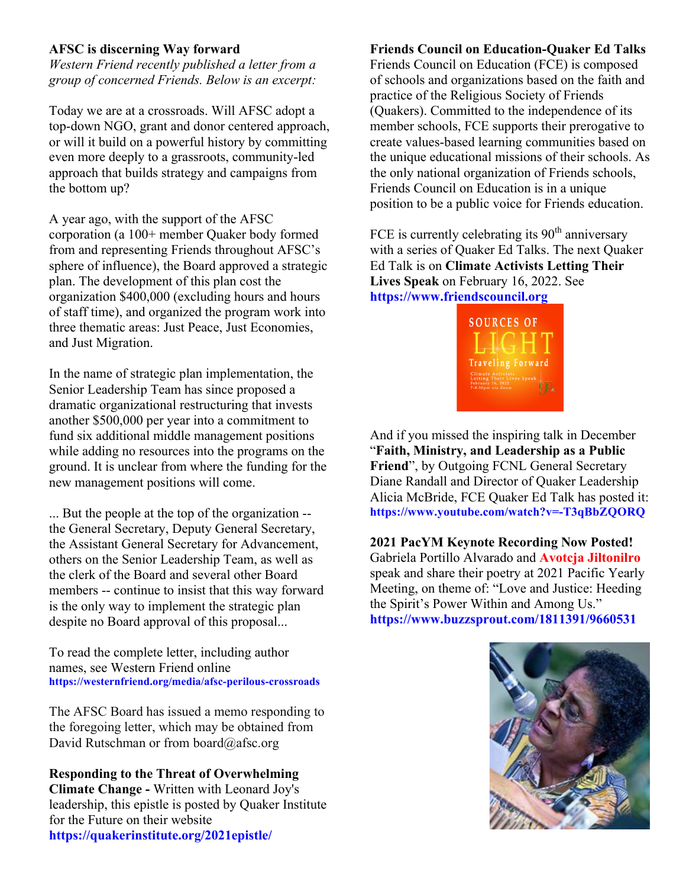**AFSC is discerning Way forward**

*Western Friend recently published a letter from a group of concerned Friends. Below is an excerpt:*

Today we are at a crossroads. Will AFSC adopt a top-down NGO, grant and donor centered approach, or will it build on a powerful history by committing even more deeply to a grassroots, community-led approach that builds strategy and campaigns from the bottom up?

A year ago, with the support of the AFSC corporation (a 100+ member Quaker body formed from and representing Friends throughout AFSC's sphere of influence), the Board approved a strategic plan. The development of this plan cost the organization $400,000 (excluding hours and hours of staff time), and organized the program work into three thematic areas: Just Peace, Just Economies, and Just Migration.

In the name of strategic plan implementation, the Senior Leadership Team has since proposed a dramatic organizational restructuring that invests another $500,000 per year into a commitment to fund six additional middle management positions while adding no resources into the programs on the ground. It is unclear from where the funding for the new management positions will come.

... But the people at the top of the organization -- the General Secretary, Deputy General Secretary, the Assistant General Secretary for Advancement, others on the Senior Leadership Team, as well as the clerk of the Board and several other Board members -- continue to insist that this way forward is the only way to implement the strategic plan despite no Board approval of this proposal...

To read the complete letter, including author names, see Western Friend online **https://westernfriend.org/media/afsc-perilous-crossroads**

The AFSC Board has issued a memo responding to the foregoing letter, which may be obtained from David Rutschman or from board@afsc.org

**Responding to the Threat of Overwhelming Climate Change -** Written with Leonard Joy's leadership, this epistle is posted by Quaker Institute for the Future on their website **https://quakerinstitute.org/2021epistle/**

**Friends Council on Education-Quaker Ed Talks**

Friends Council on Education (FCE) is composed of schools and organizations based on the faith and practice of the Religious Society of Friends (Quakers). Committed to the independence of its member schools, FCE supports their prerogative to create values-based learning communities based on the unique educational missions of their schools. As the only national organization of Friends schools, Friends Council on Education is in a unique position to be a public voice for Friends education.

FCE is currently celebrating its 90th anniversary with a series of Quaker Ed Talks. The next Quaker Ed Talk is on **Climate Activists Letting Their Lives Speak** on February 16, 2022. See **https://www.friendscouncil.org**

SOURCES OF LIGHT
Traveling Forward
Climate Activists Letting Their Lives Speak
February 16, 2022
7-8:30pm via Zoom
90

And if you missed the inspiring talk in December "**Faith, Ministry, and Leadership as a Public Friend**", by Outgoing FCNL General Secretary Diane Randall and Director of Quaker Leadership Alicia McBride, FCE Quaker Ed Talk has posted it: **https://www.youtube.com/watch?v=-T3qBbZQORQ**

**2021 PacYM Keynote Recording Now Posted!**

Gabriela Portillo Alvarado and **Avotcja Jiltonilro** speak and share their poetry at 2021 Pacific Yearly Meeting, on theme of: "Love and Justice: Heeding the Spirit's Power Within and Among Us." **https://www.buzzsprout.com/1811391/9660531**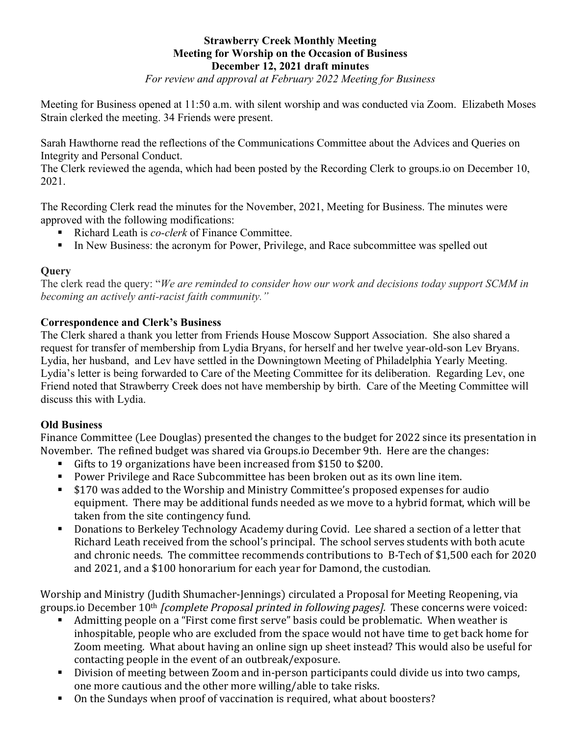**Strawberry Creek Monthly Meeting**
**Meeting for Worship on the Occasion of Business**
**December 12, 2021 draft minutes**
*For review and approval at February 2022 Meeting for Business*

Meeting for Business opened at 11:50 a.m. with silent worship and was conducted via Zoom. Elizabeth Moses Strain clerked the meeting. 34 Friends were present.

Sarah Hawthorne read the reflections of the Communications Committee about the Advices and Queries on Integrity and Personal Conduct.
The Clerk reviewed the agenda, which had been posted by the Recording Clerk to groups.io on December 10, 2021.

The Recording Clerk read the minutes for the November, 2021, Meeting for Business. The minutes were approved with the following modifications:

- Richard Leath is *co-clerk* of Finance Committee.
- In New Business: the acronym for Power, Privilege, and Race subcommittee was spelled out

### Query

The clerk read the query: "*We are reminded to consider how our work and decisions today support SCMM in becoming an actively anti-racist faith community.*"

### Correspondence and Clerk's Business

The Clerk shared a thank you letter from Friends House Moscow Support Association. She also shared a request for transfer of membership from Lydia Bryans, for herself and her twelve year-old-son Lev Bryans. Lydia, her husband, and Lev have settled in the Downingtown Meeting of Philadelphia Yearly Meeting. Lydia's letter is being forwarded to Care of the Meeting Committee for its deliberation. Regarding Lev, one Friend noted that Strawberry Creek does not have membership by birth. Care of the Meeting Committee will discuss this with Lydia.

### Old Business

Finance Committee (Lee Douglas) presented the changes to the budget for 2022 since its presentation in November. The refined budget was shared via Groups.io December 9th. Here are the changes:

- Gifts to 19 organizations have been increased from $150 to $200.
- Power Privilege and Race Subcommittee has been broken out as its own line item.
- $170 was added to the Worship and Ministry Committee's proposed expenses for audio equipment. There may be additional funds needed as we move to a hybrid format, which will be taken from the site contingency fund.
- Donations to Berkeley Technology Academy during Covid. Lee shared a section of a letter that Richard Leath received from the school's principal. The school serves students with both acute and chronic needs. The committee recommends contributions to B-Tech of $1,500 each for 2020 and 2021, and a $100 honorarium for each year for Damond, the custodian.

Worship and Ministry (Judith Shumacher-Jennings) circulated a Proposal for Meeting Reopening, via groups.io December 10th *[complete Proposal printed in following pages]*. These concerns were voiced:

- Admitting people on a "First come first serve" basis could be problematic. When weather is inhospitable, people who are excluded from the space would not have time to get back home for Zoom meeting. What about having an online sign up sheet instead? This would also be useful for contacting people in the event of an outbreak/exposure.
- Division of meeting between Zoom and in-person participants could divide us into two camps, one more cautious and the other more willing/able to take risks.
- On the Sundays when proof of vaccination is required, what about boosters?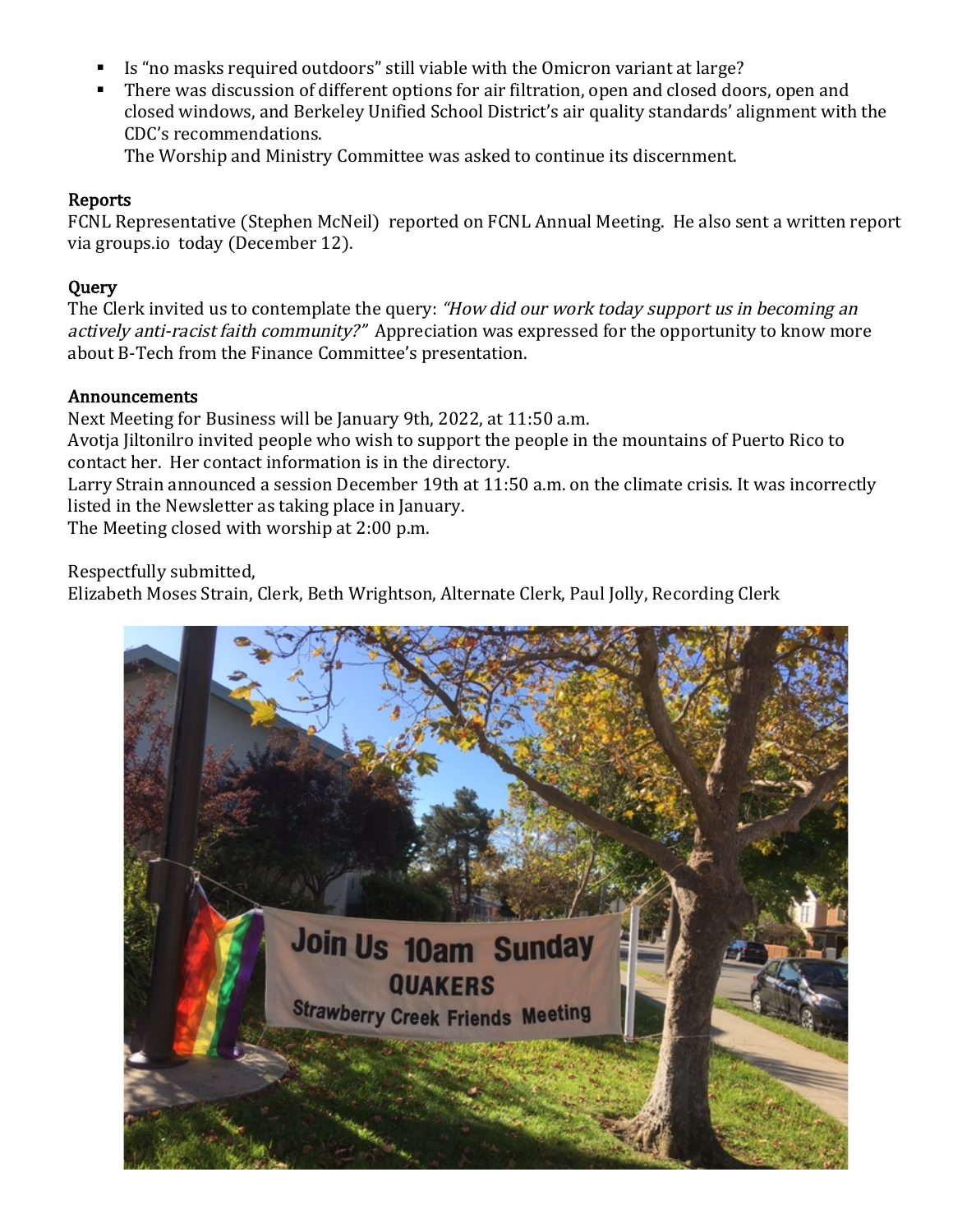- Is "no masks required outdoors" still viable with the Omicron variant at large?
- There was discussion of different options for air filtration, open and closed doors, open and closed windows, and Berkeley Unified School District's air quality standards' alignment with the CDC's recommendations.
  The Worship and Ministry Committee was asked to continue its discernment.

**Reports**

FCNL Representative (Stephen McNeil) reported on FCNL Annual Meeting. He also sent a written report via groups.io today (December 12).

**Query**

The Clerk invited us to contemplate the query: *"How did our work today support us in becoming an actively anti-racist faith community?"* Appreciation was expressed for the opportunity to know more about B-Tech from the Finance Committee's presentation.

**Announcements**

Next Meeting for Business will be January 9th, 2022, at 11:50 a.m.
Avotja Jiltonilro invited people who wish to support the people in the mountains of Puerto Rico to contact her. Her contact information is in the directory.
Larry Strain announced a session December 19th at 11:50 a.m. on the climate crisis. It was incorrectly listed in the Newsletter as taking place in January.
The Meeting closed with worship at 2:00 p.m.

Respectfully submitted,
Elizabeth Moses Strain, Clerk, Beth Wrightson, Alternate Clerk, Paul Jolly, Recording Clerk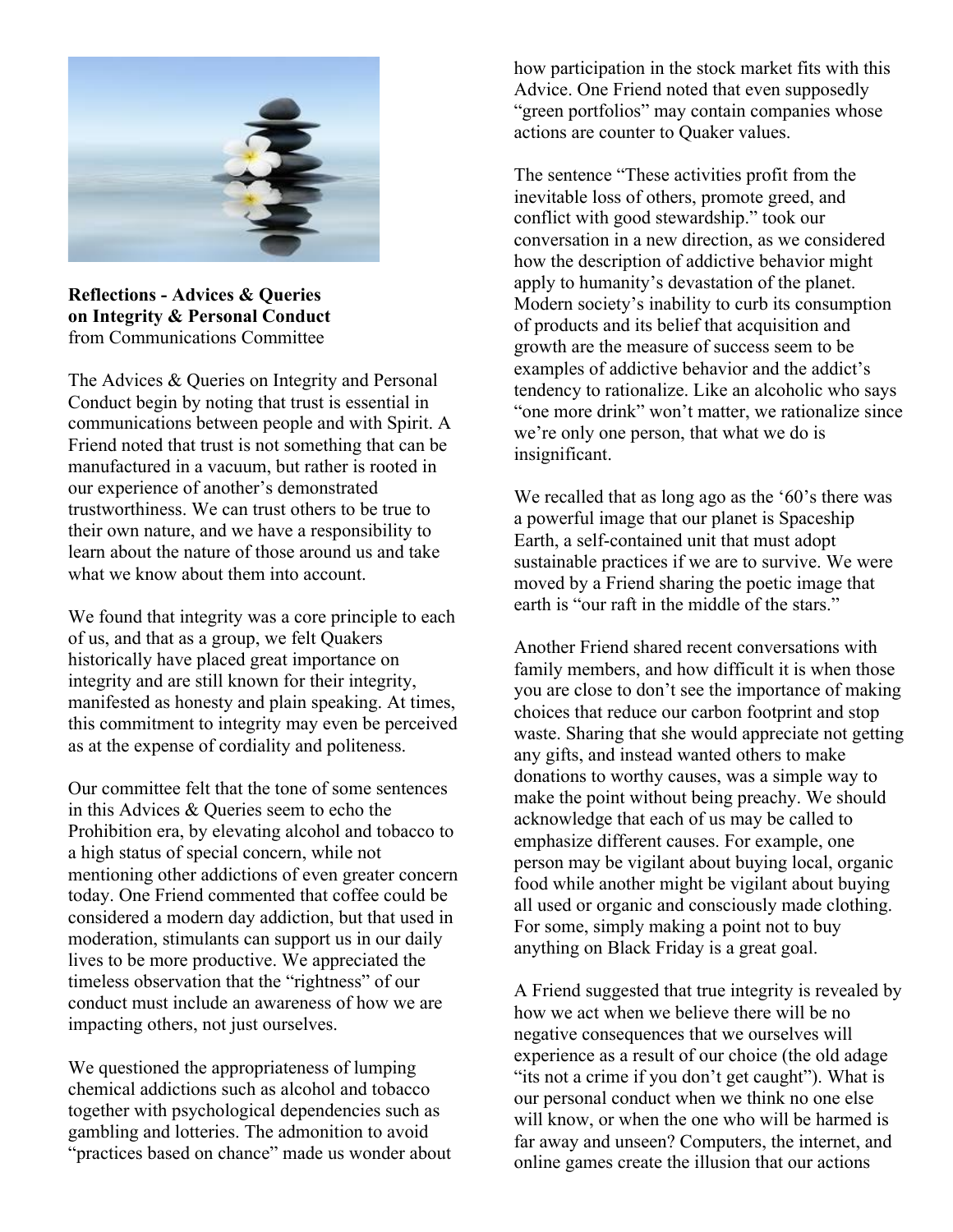**Reflections - Advices & Queries on Integrity & Personal Conduct**
from Communications Committee

The Advices & Queries on Integrity and Personal Conduct begin by noting that trust is essential in communications between people and with Spirit. A Friend noted that trust is not something that can be manufactured in a vacuum, but rather is rooted in our experience of another's demonstrated trustworthiness. We can trust others to be true to their own nature, and we have a responsibility to learn about the nature of those around us and take what we know about them into account.

We found that integrity was a core principle to each of us, and that as a group, we felt Quakers historically have placed great importance on integrity and are still known for their integrity, manifested as honesty and plain speaking. At times, this commitment to integrity may even be perceived as at the expense of cordiality and politeness.

Our committee felt that the tone of some sentences in this Advices & Queries seem to echo the Prohibition era, by elevating alcohol and tobacco to a high status of special concern, while not mentioning other addictions of even greater concern today. One Friend commented that coffee could be considered a modern day addiction, but that used in moderation, stimulants can support us in our daily lives to be more productive. We appreciated the timeless observation that the "rightness" of our conduct must include an awareness of how we are impacting others, not just ourselves.

We questioned the appropriateness of lumping chemical addictions such as alcohol and tobacco together with psychological dependencies such as gambling and lotteries. The admonition to avoid "practices based on chance" made us wonder about how participation in the stock market fits with this Advice. One Friend noted that even supposedly "green portfolios" may contain companies whose actions are counter to Quaker values.

The sentence "These activities profit from the inevitable loss of others, promote greed, and conflict with good stewardship." took our conversation in a new direction, as we considered how the description of addictive behavior might apply to humanity's devastation of the planet. Modern society's inability to curb its consumption of products and its belief that acquisition and growth are the measure of success seem to be examples of addictive behavior and the addict's tendency to rationalize. Like an alcoholic who says "one more drink" won't matter, we rationalize since we're only one person, that what we do is insignificant.

We recalled that as long ago as the '60's there was a powerful image that our planet is Spaceship Earth, a self-contained unit that must adopt sustainable practices if we are to survive. We were moved by a Friend sharing the poetic image that earth is "our raft in the middle of the stars."

Another Friend shared recent conversations with family members, and how difficult it is when those you are close to don't see the importance of making choices that reduce our carbon footprint and stop waste. Sharing that she would appreciate not getting any gifts, and instead wanted others to make donations to worthy causes, was a simple way to make the point without being preachy. We should acknowledge that each of us may be called to emphasize different causes. For example, one person may be vigilant about buying local, organic food while another might be vigilant about buying all used or organic and consciously made clothing. For some, simply making a point not to buy anything on Black Friday is a great goal.

A Friend suggested that true integrity is revealed by how we act when we believe there will be no negative consequences that we ourselves will experience as a result of our choice (the old adage "its not a crime if you don't get caught"). What is our personal conduct when we think no one else will know, or when the one who will be harmed is far away and unseen? Computers, the internet, and online games create the illusion that our actions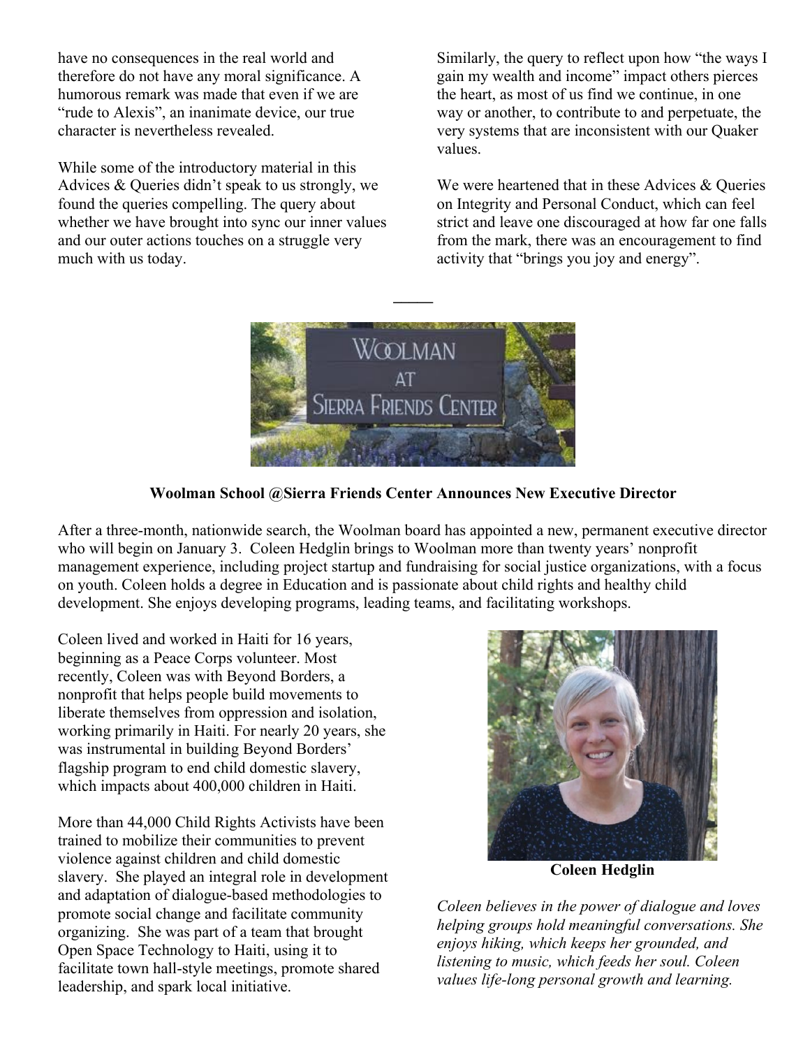have no consequences in the real world and therefore do not have any moral significance. A humorous remark was made that even if we are "rude to Alexis", an inanimate device, our true character is nevertheless revealed.

While some of the introductory material in this Advices & Queries didn't speak to us strongly, we found the queries compelling. The query about whether we have brought into sync our inner values and our outer actions touches on a struggle very much with us today.

Similarly, the query to reflect upon how "the ways I gain my wealth and income" impact others pierces the heart, as most of us find we continue, in one way or another, to contribute to and perpetuate, the very systems that are inconsistent with our Quaker values.

We were heartened that in these Advices & Queries on Integrity and Personal Conduct, which can feel strict and leave one discouraged at how far one falls from the mark, there was an encouragement to find activity that "brings you joy and energy".

---

**Woolman School @Sierra Friends Center Announces New Executive Director**

After a three-month, nationwide search, the Woolman board has appointed a new, permanent executive director who will begin on January 3. Coleen Hedglin brings to Woolman more than twenty years' nonprofit management experience, including project startup and fundraising for social justice organizations, with a focus on youth. Coleen holds a degree in Education and is passionate about child rights and healthy child development. She enjoys developing programs, leading teams, and facilitating workshops.

Coleen lived and worked in Haiti for 16 years, beginning as a Peace Corps volunteer. Most recently, Coleen was with Beyond Borders, a nonprofit that helps people build movements to liberate themselves from oppression and isolation, working primarily in Haiti. For nearly 20 years, she was instrumental in building Beyond Borders' flagship program to end child domestic slavery, which impacts about 400,000 children in Haiti.

More than 44,000 Child Rights Activists have been trained to mobilize their communities to prevent violence against children and child domestic slavery. She played an integral role in development and adaptation of dialogue-based methodologies to promote social change and facilitate community organizing. She was part of a team that brought Open Space Technology to Haiti, using it to facilitate town hall-style meetings, promote shared leadership, and spark local initiative.

**Coleen Hedglin**

*Coleen believes in the power of dialogue and loves helping groups hold meaningful conversations. She enjoys hiking, which keeps her grounded, and listening to music, which feeds her soul. Coleen values life-long personal growth and learning.*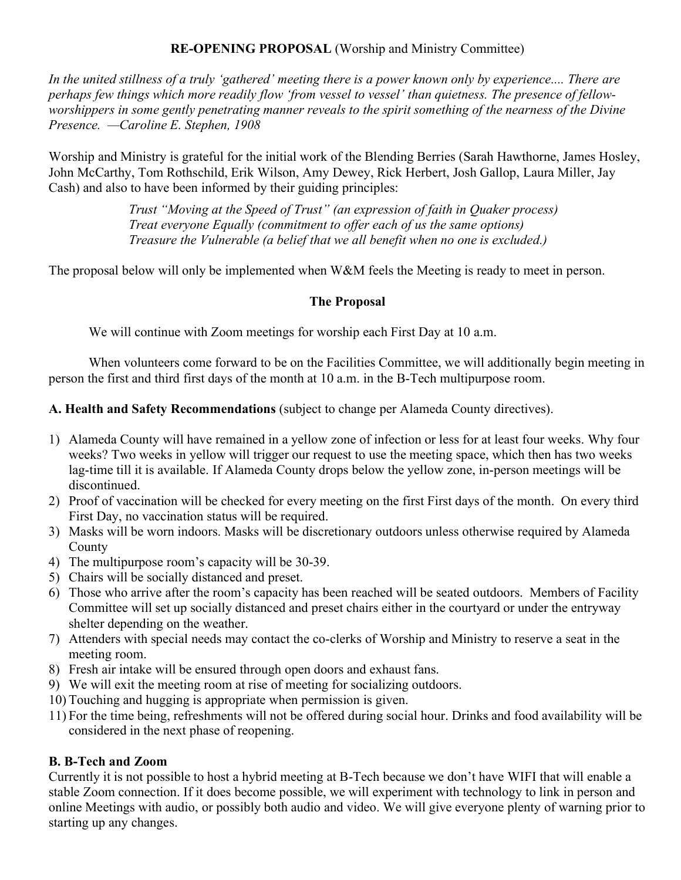**RE-OPENING PROPOSAL** (Worship and Ministry Committee)

*In the united stillness of a truly 'gathered' meeting there is a power known only by experience.... There are perhaps few things which more readily flow 'from vessel to vessel' than quietness. The presence of fellow-worshippers in some gently penetrating manner reveals to the spirit something of the nearness of the Divine Presence. —Caroline E. Stephen, 1908*

Worship and Ministry is grateful for the initial work of the Blending Berries (Sarah Hawthorne, James Hosley, John McCarthy, Tom Rothschild, Erik Wilson, Amy Dewey, Rick Herbert, Josh Gallop, Laura Miller, Jay Cash) and also to have been informed by their guiding principles:

> *Trust "Moving at the Speed of Trust" (an expression of faith in Quaker process)*
> *Treat everyone Equally (commitment to offer each of us the same options)*
> *Treasure the Vulnerable (a belief that we all benefit when no one is excluded.)*

The proposal below will only be implemented when W&M feels the Meeting is ready to meet in person.

**The Proposal**

We will continue with Zoom meetings for worship each First Day at 10 a.m.

When volunteers come forward to be on the Facilities Committee, we will additionally begin meeting in person the first and third first days of the month at 10 a.m. in the B-Tech multipurpose room.

**A. Health and Safety Recommendations** (subject to change per Alameda County directives).

1) Alameda County will have remained in a yellow zone of infection or less for at least four weeks. Why four weeks? Two weeks in yellow will trigger our request to use the meeting space, which then has two weeks lag-time till it is available. If Alameda County drops below the yellow zone, in-person meetings will be discontinued.
2) Proof of vaccination will be checked for every meeting on the first First days of the month. On every third First Day, no vaccination status will be required.
3) Masks will be worn indoors. Masks will be discretionary outdoors unless otherwise required by Alameda County
4) The multipurpose room's capacity will be 30-39.
5) Chairs will be socially distanced and preset.
6) Those who arrive after the room's capacity has been reached will be seated outdoors. Members of Facility Committee will set up socially distanced and preset chairs either in the courtyard or under the entryway shelter depending on the weather.
7) Attenders with special needs may contact the co-clerks of Worship and Ministry to reserve a seat in the meeting room.
8) Fresh air intake will be ensured through open doors and exhaust fans.
9) We will exit the meeting room at rise of meeting for socializing outdoors.
10) Touching and hugging is appropriate when permission is given.
11) For the time being, refreshments will not be offered during social hour. Drinks and food availability will be considered in the next phase of reopening.

**B. B-Tech and Zoom**

Currently it is not possible to host a hybrid meeting at B-Tech because we don't have WIFI that will enable a stable Zoom connection. If it does become possible, we will experiment with technology to link in person and online Meetings with audio, or possibly both audio and video. We will give everyone plenty of warning prior to starting up any changes.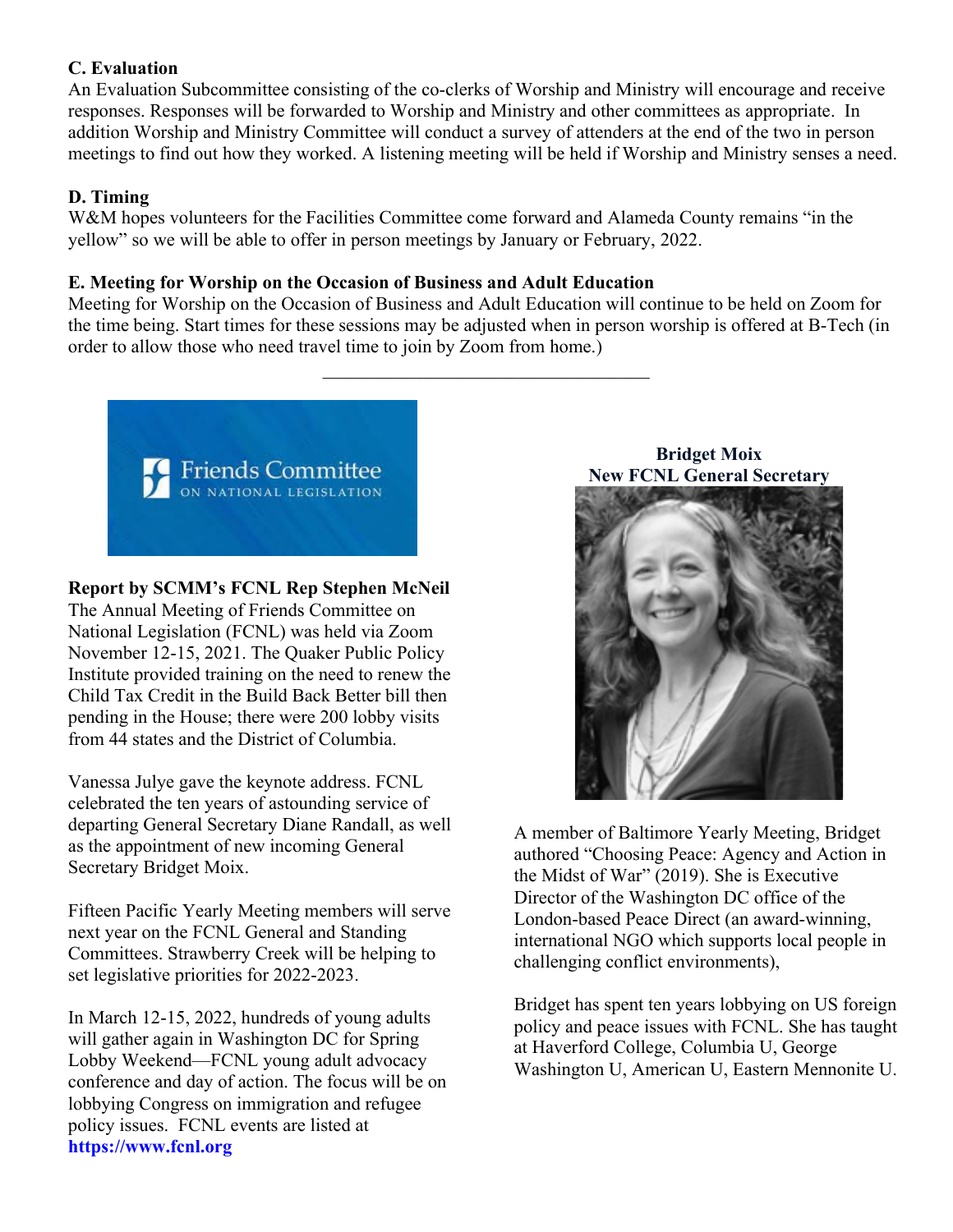**C. Evaluation**

An Evaluation Subcommittee consisting of the co-clerks of Worship and Ministry will encourage and receive responses. Responses will be forwarded to Worship and Ministry and other committees as appropriate. In addition Worship and Ministry Committee will conduct a survey of attenders at the end of the two in person meetings to find out how they worked. A listening meeting will be held if Worship and Ministry senses a need.

**D. Timing**

W&M hopes volunteers for the Facilities Committee come forward and Alameda County remains "in the yellow" so we will be able to offer in person meetings by January or February, 2022.

**E. Meeting for Worship on the Occasion of Business and Adult Education**

Meeting for Worship on the Occasion of Business and Adult Education will continue to be held on Zoom for the time being. Start times for these sessions may be adjusted when in person worship is offered at B-Tech (in order to allow those who need travel time to join by Zoom from home.)

---

Friends Committee ON NATIONAL LEGISLATION

**Report by SCMM's FCNL Rep Stephen McNeil**

The Annual Meeting of Friends Committee on National Legislation (FCNL) was held via Zoom November 12-15, 2021. The Quaker Public Policy Institute provided training on the need to renew the Child Tax Credit in the Build Back Better bill then pending in the House; there were 200 lobby visits from 44 states and the District of Columbia.

Vanessa Julye gave the keynote address. FCNL celebrated the ten years of astounding service of departing General Secretary Diane Randall, as well as the appointment of new incoming General Secretary Bridget Moix.

Fifteen Pacific Yearly Meeting members will serve next year on the FCNL General and Standing Committees. Strawberry Creek will be helping to set legislative priorities for 2022-2023.

In March 12-15, 2022, hundreds of young adults will gather again in Washington DC for Spring Lobby Weekend—FCNL young adult advocacy conference and day of action. The focus will be on lobbying Congress on immigration and refugee policy issues. FCNL events are listed at **https://www.fcnl.org**

**Bridget Moix**
**New FCNL General Secretary**

A member of Baltimore Yearly Meeting, Bridget authored "Choosing Peace: Agency and Action in the Midst of War" (2019). She is Executive Director of the Washington DC office of the London-based Peace Direct (an award-winning, international NGO which supports local people in challenging conflict environments),

Bridget has spent ten years lobbying on US foreign policy and peace issues with FCNL. She has taught at Haverford College, Columbia U, George Washington U, American U, Eastern Mennonite U.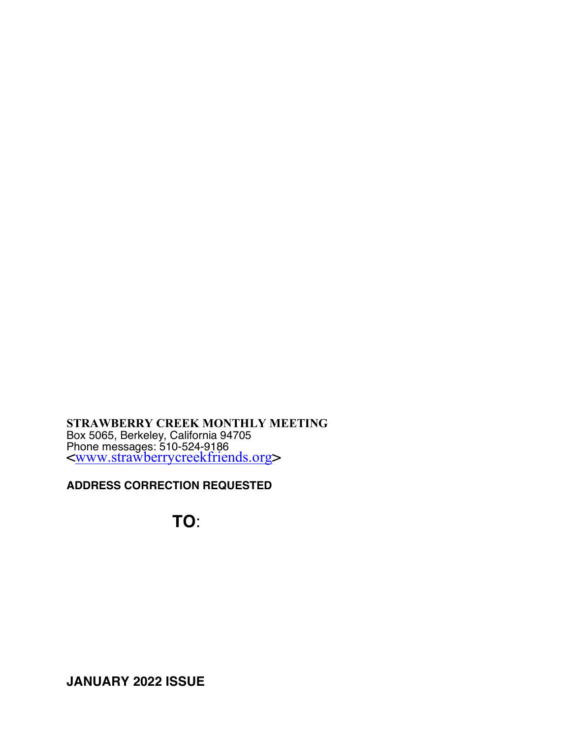**STRAWBERRY CREEK MONTHLY MEETING**
Box 5065, Berkeley, California 94705
Phone messages: 510-524-9186
<www.strawberrycreekfriends.org>

**ADDRESS CORRECTION REQUESTED**

**TO**:

**JANUARY 2022 ISSUE**